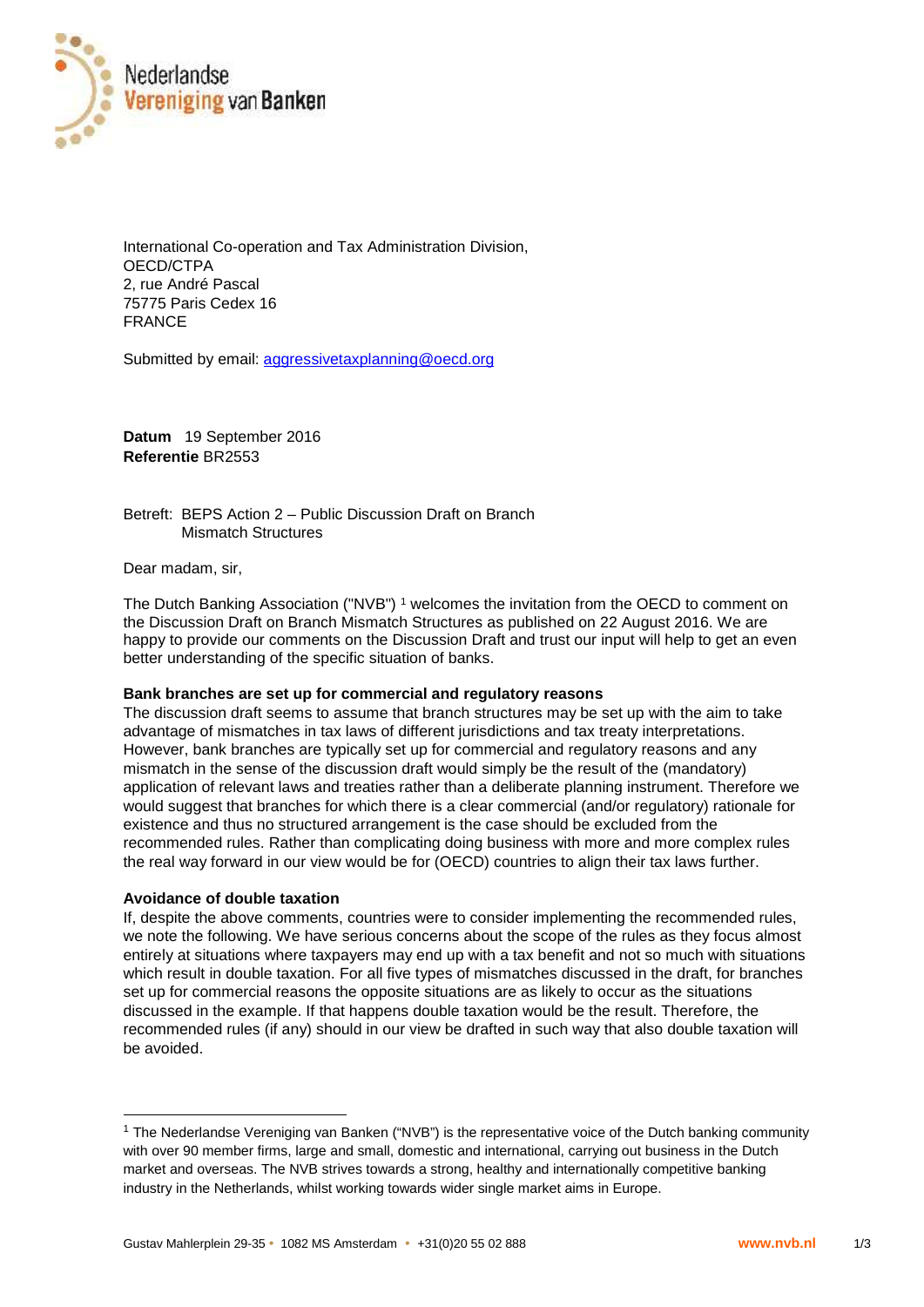Nederlandse Vereniging van Banken

International Co-operation and Tax Administration Division,
OECD/CTPA
2, rue André Pascal
75775 Paris Cedex 16
FRANCE

Submitted by email: aggressivetaxplanning@oecd.org

**Datum** 19 September 2016
**Referentie** BR2553

Betreft: BEPS Action 2 – Public Discussion Draft on Branch Mismatch Structures

Dear madam, sir,

The Dutch Banking Association ("NVB") [1] welcomes the invitation from the OECD to comment on the Discussion Draft on Branch Mismatch Structures as published on 22 August 2016. We are happy to provide our comments on the Discussion Draft and trust our input will help to get an even better understanding of the specific situation of banks.

**Bank branches are set up for commercial and regulatory reasons**

The discussion draft seems to assume that branch structures may be set up with the aim to take advantage of mismatches in tax laws of different jurisdictions and tax treaty interpretations. However, bank branches are typically set up for commercial and regulatory reasons and any mismatch in the sense of the discussion draft would simply be the result of the (mandatory) application of relevant laws and treaties rather than a deliberate planning instrument. Therefore we would suggest that branches for which there is a clear commercial (and/or regulatory) rationale for existence and thus no structured arrangement is the case should be excluded from the recommended rules. Rather than complicating doing business with more and more complex rules the real way forward in our view would be for (OECD) countries to align their tax laws further.

**Avoidance of double taxation**

If, despite the above comments, countries were to consider implementing the recommended rules, we note the following. We have serious concerns about the scope of the rules as they focus almost entirely at situations where taxpayers may end up with a tax benefit and not so much with situations which result in double taxation. For all five types of mismatches discussed in the draft, for branches set up for commercial reasons the opposite situations are as likely to occur as the situations discussed in the example. If that happens double taxation would be the result. Therefore, the recommended rules (if any) should in our view be drafted in such way that also double taxation will be avoided.

---

[1] The Nederlandse Vereniging van Banken ("NVB") is the representative voice of the Dutch banking community with over 90 member firms, large and small, domestic and international, carrying out business in the Dutch market and overseas. The NVB strives towards a strong, healthy and internationally competitive banking industry in the Netherlands, whilst working towards wider single market aims in Europe.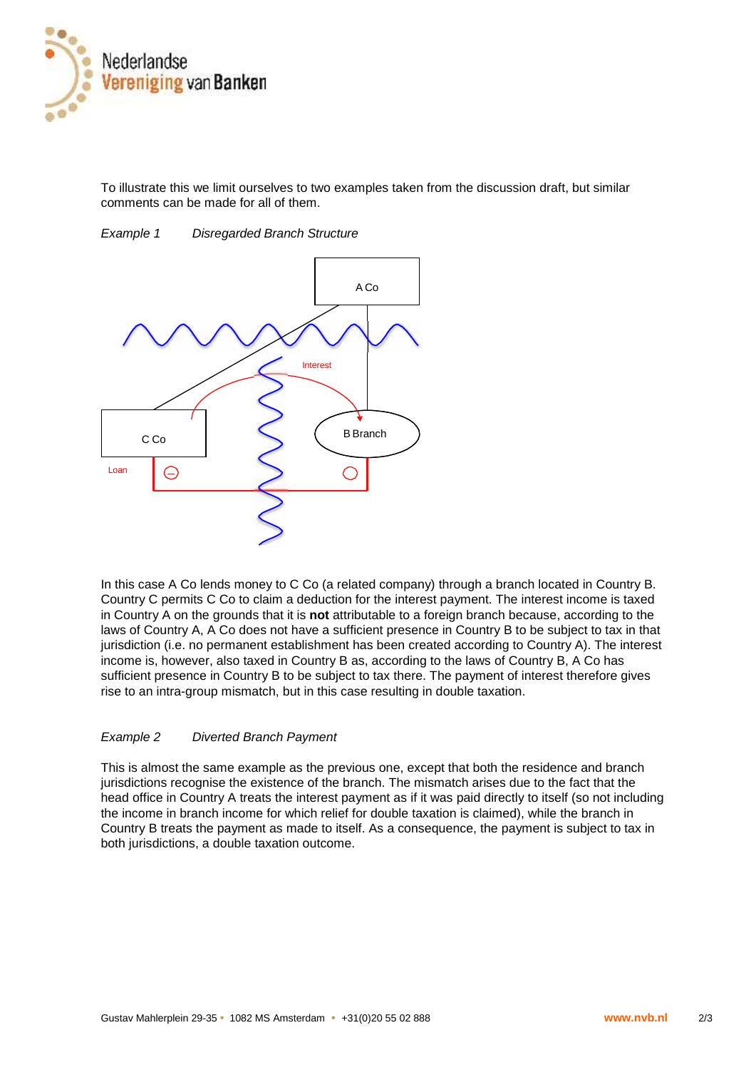To illustrate this we limit ourselves to two examples taken from the discussion draft, but similar comments can be made for all of them.

*Example 1 Disregarded Branch Structure*

In this case A Co lends money to C Co (a related company) through a branch located in Country B. Country C permits C Co to claim a deduction for the interest payment. The interest income is taxed in Country A on the grounds that it is **not** attributable to a foreign branch because, according to the laws of Country A, A Co does not have a sufficient presence in Country B to be subject to tax in that jurisdiction (i.e. no permanent establishment has been created according to Country A). The interest income is, however, also taxed in Country B as, according to the laws of Country B, A Co has sufficient presence in Country B to be subject to tax there. The payment of interest therefore gives rise to an intra-group mismatch, but in this case resulting in double taxation.

*Example 2 Diverted Branch Payment*

This is almost the same example as the previous one, except that both the residence and branch jurisdictions recognise the existence of the branch. The mismatch arises due to the fact that the head office in Country A treats the interest payment as if it was paid directly to itself (so not including the income in branch income for which relief for double taxation is claimed), while the branch in Country B treats the payment as made to itself. As a consequence, the payment is subject to tax in both jurisdictions, a double taxation outcome.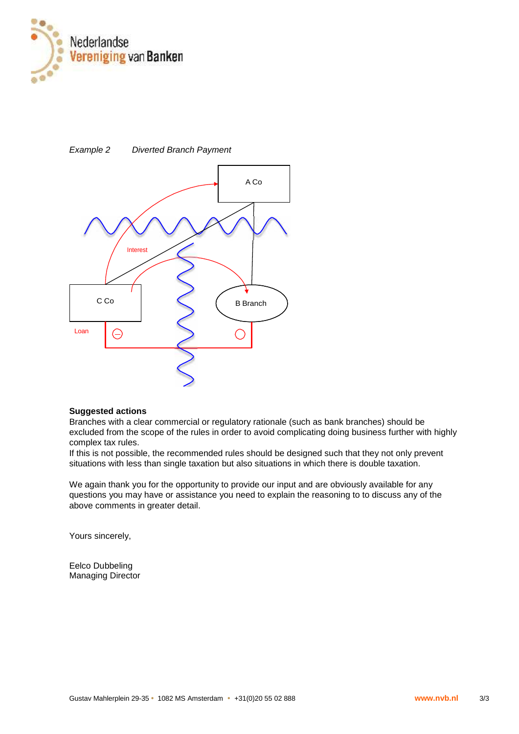*Example 2 Diverted Branch Payment*

A Co

Interest

C Co

B Branch

Loan

**Suggested actions**

Branches with a clear commercial or regulatory rationale (such as bank branches) should be excluded from the scope of the rules in order to avoid complicating doing business further with highly complex tax rules.

If this is not possible, the recommended rules should be designed such that they not only prevent situations with less than single taxation but also situations in which there is double taxation.

We again thank you for the opportunity to provide our input and are obviously available for any questions you may have or assistance you need to explain the reasoning to to discuss any of the above comments in greater detail.

Yours sincerely,

Eelco Dubbeling
Managing Director